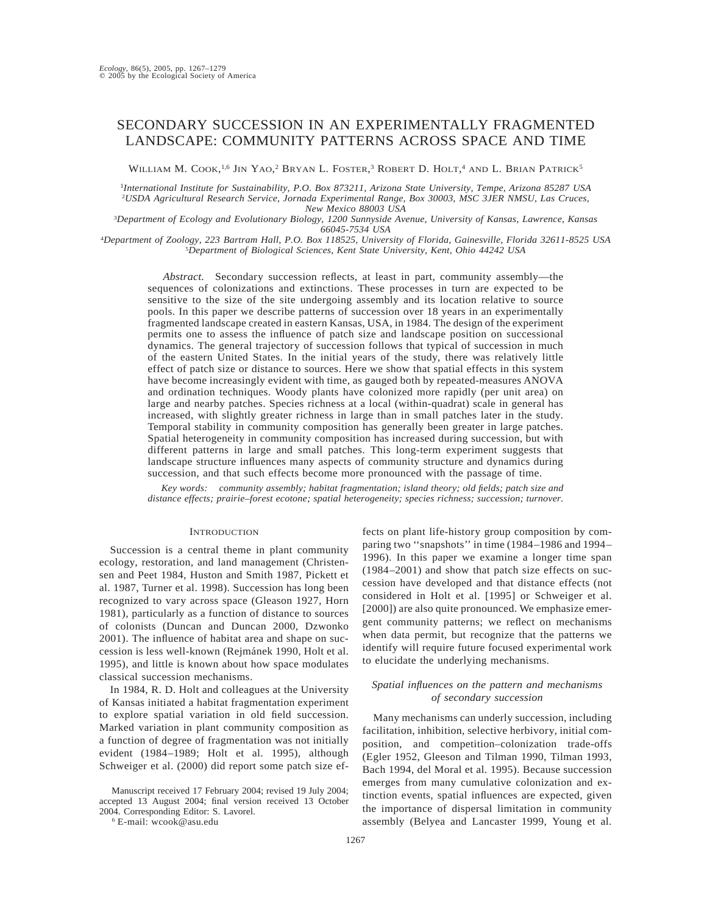# SECONDARY SUCCESSION IN AN EXPERIMENTALLY FRAGMENTED LANDSCAPE: COMMUNITY PATTERNS ACROSS SPACE AND TIME

William M. Cook,[1,6] Jin Yao,[2] Bryan L. Foster,[3] Robert D. Holt,[4] and L. Brian Patrick[5]

[1]*International Institute for Sustainability, P.O. Box 873211, Arizona State University, Tempe, Arizona 85287 USA*
[2]*USDA Agricultural Research Service, Jornada Experimental Range, Box 30003, MSC 3JER NMSU, Las Cruces, New Mexico 88003 USA*
[3]*Department of Ecology and Evolutionary Biology, 1200 Sunnyside Avenue, University of Kansas, Lawrence, Kansas 66045-7534 USA*
[4]*Department of Zoology, 223 Bartram Hall, P.O. Box 118525, University of Florida, Gainesville, Florida 32611-8525 USA*
[5]*Department of Biological Sciences, Kent State University, Kent, Ohio 44242 USA*

*Abstract.* Secondary succession reflects, at least in part, community assembly—the sequences of colonizations and extinctions. These processes in turn are expected to be sensitive to the size of the site undergoing assembly and its location relative to source pools. In this paper we describe patterns of succession over 18 years in an experimentally fragmented landscape created in eastern Kansas, USA, in 1984. The design of the experiment permits one to assess the influence of patch size and landscape position on successional dynamics. The general trajectory of succession follows that typical of succession in much of the eastern United States. In the initial years of the study, there was relatively little effect of patch size or distance to sources. Here we show that spatial effects in this system have become increasingly evident with time, as gauged both by repeated-measures ANOVA and ordination techniques. Woody plants have colonized more rapidly (per unit area) on large and nearby patches. Species richness at a local (within-quadrat) scale in general has increased, with slightly greater richness in large than in small patches later in the study. Temporal stability in community composition has generally been greater in large patches. Spatial heterogeneity in community composition has increased during succession, but with different patterns in large and small patches. This long-term experiment suggests that landscape structure influences many aspects of community structure and dynamics during succession, and that such effects become more pronounced with the passage of time.

*Key words:* *community assembly; habitat fragmentation; island theory; old fields; patch size and distance effects; prairie–forest ecotone; spatial heterogeneity; species richness; succession; turnover.*

## Introduction

Succession is a central theme in plant community ecology, restoration, and land management (Christensen and Peet 1984, Huston and Smith 1987, Pickett et al. 1987, Turner et al. 1998). Succession has long been recognized to vary across space (Gleason 1927, Horn 1981), particularly as a function of distance to sources of colonists (Duncan and Duncan 2000, Dzwonko 2001). The influence of habitat area and shape on succession is less well-known (Rejmánek 1990, Holt et al. 1995), and little is known about how space modulates classical succession mechanisms.

In 1984, R. D. Holt and colleagues at the University of Kansas initiated a habitat fragmentation experiment to explore spatial variation in old field succession. Marked variation in plant community composition as a function of degree of fragmentation was not initially evident (1984–1989; Holt et al. 1995), although Schweiger et al. (2000) did report some patch size effects on plant life-history group composition by comparing two ''snapshots'' in time (1984–1986 and 1994–1996). In this paper we examine a longer time span (1984–2001) and show that patch size effects on succession have developed and that distance effects (not considered in Holt et al. [1995] or Schweiger et al. [2000]) are also quite pronounced. We emphasize emergent community patterns; we reflect on mechanisms when data permit, but recognize that the patterns we identify will require future focused experimental work to elucidate the underlying mechanisms.

### *Spatial influences on the pattern and mechanisms of secondary succession*

Many mechanisms can underly succession, including facilitation, inhibition, selective herbivory, initial composition, and competition–colonization trade-offs (Egler 1952, Gleeson and Tilman 1990, Tilman 1993, Bach 1994, del Moral et al. 1995). Because succession emerges from many cumulative colonization and extinction events, spatial influences are expected, given the importance of dispersal limitation in community assembly (Belyea and Lancaster 1999, Young et al.

Manuscript received 17 February 2004; revised 19 July 2004; accepted 13 August 2004; final version received 13 October 2004. Corresponding Editor: S. Lavorel.

[6] E-mail: wcook@asu.edu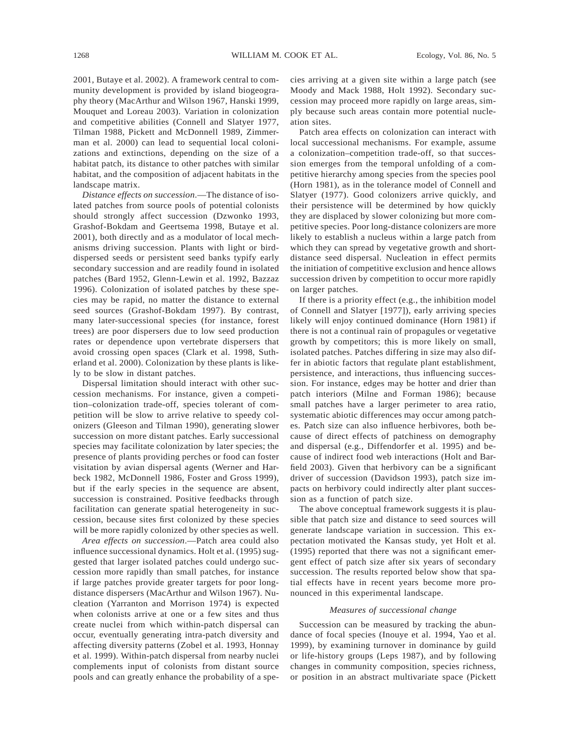2001, Butaye et al. 2002). A framework central to community development is provided by island biogeography theory (MacArthur and Wilson 1967, Hanski 1999, Mouquet and Loreau 2003). Variation in colonization and competitive abilities (Connell and Slatyer 1977, Tilman 1988, Pickett and McDonnell 1989, Zimmerman et al. 2000) can lead to sequential local colonizations and extinctions, depending on the size of a habitat patch, its distance to other patches with similar habitat, and the composition of adjacent habitats in the landscape matrix.

*Distance effects on succession*.—The distance of isolated patches from source pools of potential colonists should strongly affect succession (Dzwonko 1993, Grashof-Bokdam and Geertsema 1998, Butaye et al. 2001), both directly and as a modulator of local mechanisms driving succession. Plants with light or bird-dispersed seeds or persistent seed banks typify early secondary succession and are readily found in isolated patches (Bard 1952, Glenn-Lewin et al. 1992, Bazzaz 1996). Colonization of isolated patches by these species may be rapid, no matter the distance to external seed sources (Grashof-Bokdam 1997). By contrast, many later-successional species (for instance, forest trees) are poor dispersers due to low seed production rates or dependence upon vertebrate dispersers that avoid crossing open spaces (Clark et al. 1998, Sutherland et al. 2000). Colonization by these plants is likely to be slow in distant patches.

Dispersal limitation should interact with other succession mechanisms. For instance, given a competition–colonization trade-off, species tolerant of competition will be slow to arrive relative to speedy colonizers (Gleeson and Tilman 1990), generating slower succession on more distant patches. Early successional species may facilitate colonization by later species; the presence of plants providing perches or food can foster visitation by avian dispersal agents (Werner and Harbeck 1982, McDonnell 1986, Foster and Gross 1999), but if the early species in the sequence are absent, succession is constrained. Positive feedbacks through facilitation can generate spatial heterogeneity in succession, because sites first colonized by these species will be more rapidly colonized by other species as well.

*Area effects on succession*.—Patch area could also influence successional dynamics. Holt et al. (1995) suggested that larger isolated patches could undergo succession more rapidly than small patches, for instance if large patches provide greater targets for poor long-distance dispersers (MacArthur and Wilson 1967). Nucleation (Yarranton and Morrison 1974) is expected when colonists arrive at one or a few sites and thus create nuclei from which within-patch dispersal can occur, eventually generating intra-patch diversity and affecting diversity patterns (Zobel et al. 1993, Honnay et al. 1999). Within-patch dispersal from nearby nuclei complements input of colonists from distant source pools and can greatly enhance the probability of a species arriving at a given site within a large patch (see Moody and Mack 1988, Holt 1992). Secondary succession may proceed more rapidly on large areas, simply because such areas contain more potential nucleation sites.

Patch area effects on colonization can interact with local successional mechanisms. For example, assume a colonization–competition trade-off, so that succession emerges from the temporal unfolding of a competitive hierarchy among species from the species pool (Horn 1981), as in the tolerance model of Connell and Slatyer (1977). Good colonizers arrive quickly, and their persistence will be determined by how quickly they are displaced by slower colonizing but more competitive species. Poor long-distance colonizers are more likely to establish a nucleus within a large patch from which they can spread by vegetative growth and short-distance seed dispersal. Nucleation in effect permits the initiation of competitive exclusion and hence allows succession driven by competition to occur more rapidly on larger patches.

If there is a priority effect (e.g., the inhibition model of Connell and Slatyer [1977]), early arriving species likely will enjoy continued dominance (Horn 1981) if there is not a continual rain of propagules or vegetative growth by competitors; this is more likely on small, isolated patches. Patches differing in size may also differ in abiotic factors that regulate plant establishment, persistence, and interactions, thus influencing succession. For instance, edges may be hotter and drier than patch interiors (Milne and Forman 1986); because small patches have a larger perimeter to area ratio, systematic abiotic differences may occur among patches. Patch size can also influence herbivores, both because of direct effects of patchiness on demography and dispersal (e.g., Diffendorfer et al. 1995) and because of indirect food web interactions (Holt and Barfield 2003). Given that herbivory can be a significant driver of succession (Davidson 1993), patch size impacts on herbivory could indirectly alter plant succession as a function of patch size.

The above conceptual framework suggests it is plausible that patch size and distance to seed sources will generate landscape variation in succession. This expectation motivated the Kansas study, yet Holt et al. (1995) reported that there was not a significant emergent effect of patch size after six years of secondary succession. The results reported below show that spatial effects have in recent years become more pronounced in this experimental landscape.

### *Measures of successional change*

Succession can be measured by tracking the abundance of focal species (Inouye et al. 1994, Yao et al. 1999), by examining turnover in dominance by guild or life-history groups (Leps 1987), and by following changes in community composition, species richness, or position in an abstract multivariate space (Pickett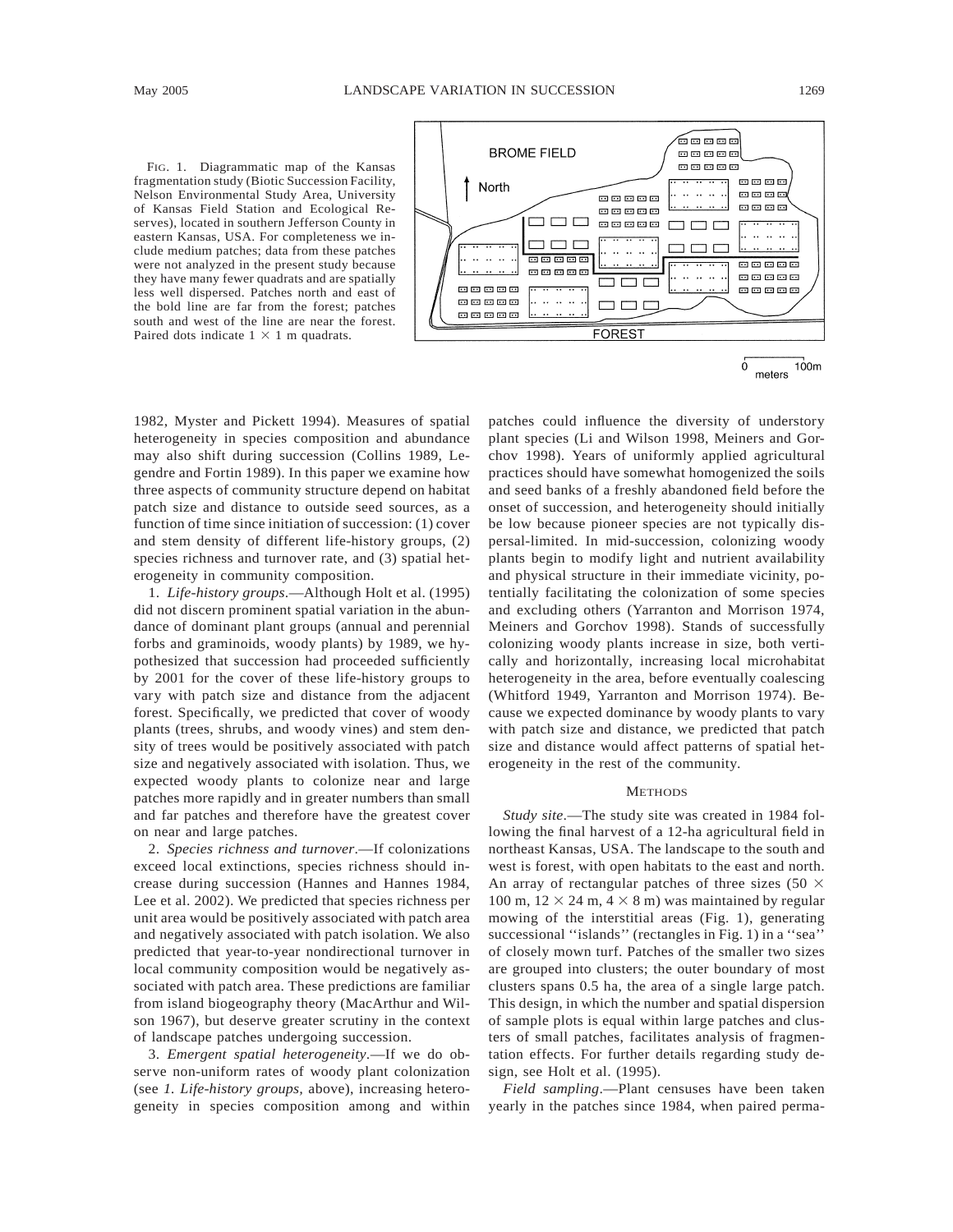FIG. 1. Diagrammatic map of the Kansas fragmentation study (Biotic Succession Facility, Nelson Environmental Study Area, University of Kansas Field Station and Ecological Reserves), located in southern Jefferson County in eastern Kansas, USA. For completeness we include medium patches; data from these patches were not analyzed in the present study because they have many fewer quadrats and are spatially less well dispersed. Patches north and east of the bold line are far from the forest; patches south and west of the line are near the forest. Paired dots indicate 1 × 1 m quadrats.

1982, Myster and Pickett 1994). Measures of spatial heterogeneity in species composition and abundance may also shift during succession (Collins 1989, Legendre and Fortin 1989). In this paper we examine how three aspects of community structure depend on habitat patch size and distance to outside seed sources, as a function of time since initiation of succession: (1) cover and stem density of different life-history groups, (2) species richness and turnover rate, and (3) spatial heterogeneity in community composition.

1. *Life-history groups*.—Although Holt et al. (1995) did not discern prominent spatial variation in the abundance of dominant plant groups (annual and perennial forbs and graminoids, woody plants) by 1989, we hypothesized that succession had proceeded sufficiently by 2001 for the cover of these life-history groups to vary with patch size and distance from the adjacent forest. Specifically, we predicted that cover of woody plants (trees, shrubs, and woody vines) and stem density of trees would be positively associated with patch size and negatively associated with isolation. Thus, we expected woody plants to colonize near and large patches more rapidly and in greater numbers than small and far patches and therefore have the greatest cover on near and large patches.

2. *Species richness and turnover*.—If colonizations exceed local extinctions, species richness should increase during succession (Hannes and Hannes 1984, Lee et al. 2002). We predicted that species richness per unit area would be positively associated with patch area and negatively associated with patch isolation. We also predicted that year-to-year nondirectional turnover in local community composition would be negatively associated with patch area. These predictions are familiar from island biogeography theory (MacArthur and Wilson 1967), but deserve greater scrutiny in the context of landscape patches undergoing succession.

3. *Emergent spatial heterogeneity*.—If we do observe non-uniform rates of woody plant colonization (see *1. Life-history groups,* above), increasing heterogeneity in species composition among and within patches could influence the diversity of understory plant species (Li and Wilson 1998, Meiners and Gorchov 1998). Years of uniformly applied agricultural practices should have somewhat homogenized the soils and seed banks of a freshly abandoned field before the onset of succession, and heterogeneity should initially be low because pioneer species are not typically dispersal-limited. In mid-succession, colonizing woody plants begin to modify light and nutrient availability and physical structure in their immediate vicinity, potentially facilitating the colonization of some species and excluding others (Yarranton and Morrison 1974, Meiners and Gorchov 1998). Stands of successfully colonizing woody plants increase in size, both vertically and horizontally, increasing local microhabitat heterogeneity in the area, before eventually coalescing (Whitford 1949, Yarranton and Morrison 1974). Because we expected dominance by woody plants to vary with patch size and distance, we predicted that patch size and distance would affect patterns of spatial heterogeneity in the rest of the community.

## METHODS

*Study site*.—The study site was created in 1984 following the final harvest of a 12-ha agricultural field in northeast Kansas, USA. The landscape to the south and west is forest, with open habitats to the east and north. An array of rectangular patches of three sizes (50 × 100 m, 12 × 24 m, 4 × 8 m) was maintained by regular mowing of the interstitial areas (Fig. 1), generating successional ''islands'' (rectangles in Fig. 1) in a ''sea'' of closely mown turf. Patches of the smaller two sizes are grouped into clusters; the outer boundary of most clusters spans 0.5 ha, the area of a single large patch. This design, in which the number and spatial dispersion of sample plots is equal within large patches and clusters of small patches, facilitates analysis of fragmentation effects. For further details regarding study design, see Holt et al. (1995).

*Field sampling*.—Plant censuses have been taken yearly in the patches since 1984, when paired perma-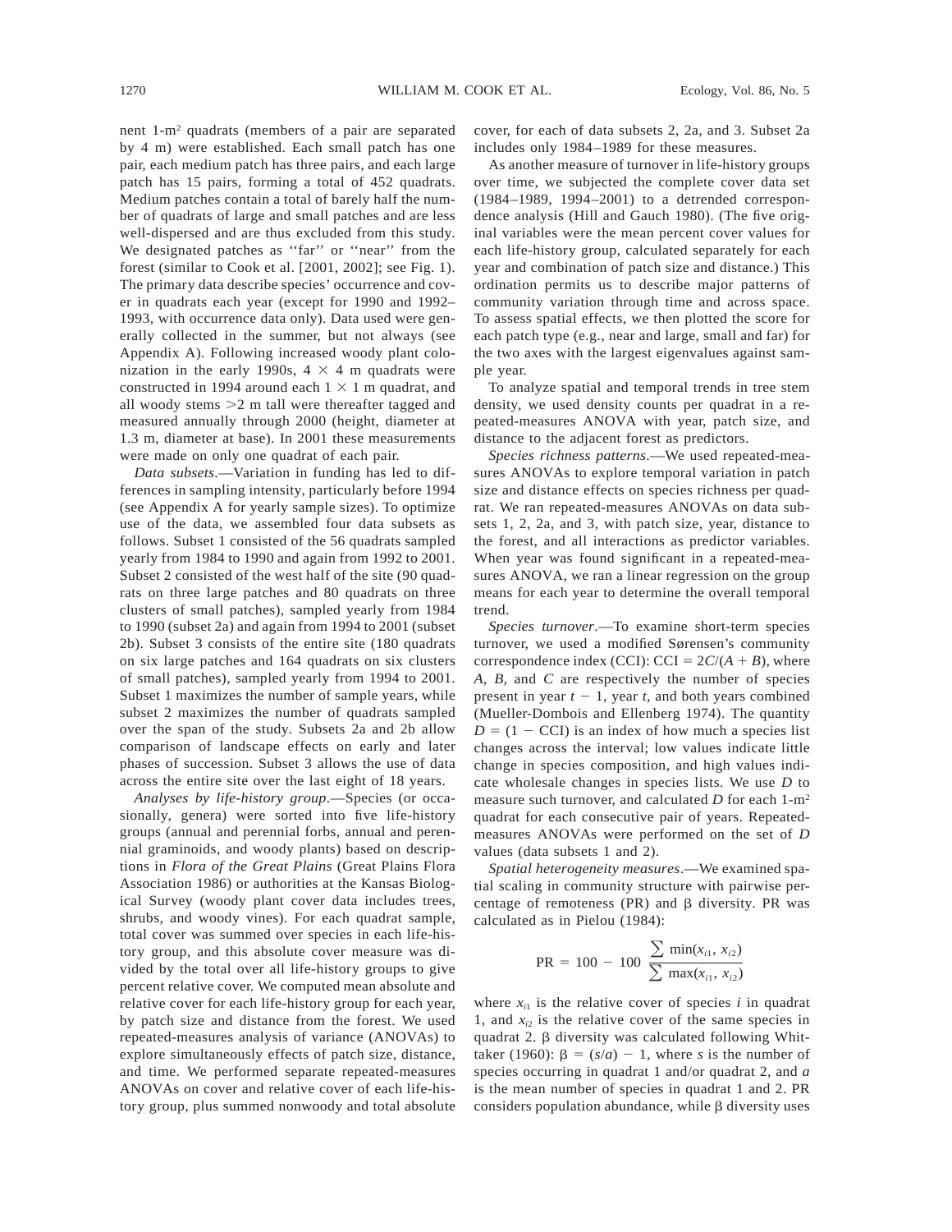nent 1-m² quadrats (members of a pair are separated by 4 m) were established. Each small patch has one pair, each medium patch has three pairs, and each large patch has 15 pairs, forming a total of 452 quadrats. Medium patches contain a total of barely half the number of quadrats of large and small patches and are less well-dispersed and are thus excluded from this study. We designated patches as ''far'' or ''near'' from the forest (similar to Cook et al. [2001, 2002]; see Fig. 1). The primary data describe species' occurrence and cover in quadrats each year (except for 1990 and 1992–1993, with occurrence data only). Data used were generally collected in the summer, but not always (see Appendix A). Following increased woody plant colonization in the early 1990s, $4 \times 4$ m quadrats were constructed in 1994 around each $1 \times 1$ m quadrat, and all woody stems >2 m tall were thereafter tagged and measured annually through 2000 (height, diameter at 1.3 m, diameter at base). In 2001 these measurements were made on only one quadrat of each pair.

*Data subsets*.—Variation in funding has led to differences in sampling intensity, particularly before 1994 (see Appendix A for yearly sample sizes). To optimize use of the data, we assembled four data subsets as follows. Subset 1 consisted of the 56 quadrats sampled yearly from 1984 to 1990 and again from 1992 to 2001. Subset 2 consisted of the west half of the site (90 quadrats on three large patches and 80 quadrats on three clusters of small patches), sampled yearly from 1984 to 1990 (subset 2a) and again from 1994 to 2001 (subset 2b). Subset 3 consists of the entire site (180 quadrats on six large patches and 164 quadrats on six clusters of small patches), sampled yearly from 1994 to 2001. Subset 1 maximizes the number of sample years, while subset 2 maximizes the number of quadrats sampled over the span of the study. Subsets 2a and 2b allow comparison of landscape effects on early and later phases of succession. Subset 3 allows the use of data across the entire site over the last eight of 18 years.

*Analyses by life-history group*.—Species (or occasionally, genera) were sorted into five life-history groups (annual and perennial forbs, annual and perennial graminoids, and woody plants) based on descriptions in *Flora of the Great Plains* (Great Plains Flora Association 1986) or authorities at the Kansas Biological Survey (woody plant cover data includes trees, shrubs, and woody vines). For each quadrat sample, total cover was summed over species in each life-history group, and this absolute cover measure was divided by the total over all life-history groups to give percent relative cover. We computed mean absolute and relative cover for each life-history group for each year, by patch size and distance from the forest. We used repeated-measures analysis of variance (ANOVAs) to explore simultaneously effects of patch size, distance, and time. We performed separate repeated-measures ANOVAs on cover and relative cover of each life-history group, plus summed nonwoody and total absolute cover, for each of data subsets 2, 2a, and 3. Subset 2a includes only 1984–1989 for these measures.

As another measure of turnover in life-history groups over time, we subjected the complete cover data set (1984–1989, 1994–2001) to a detrended correspondence analysis (Hill and Gauch 1980). (The five original variables were the mean percent cover values for each life-history group, calculated separately for each year and combination of patch size and distance.) This ordination permits us to describe major patterns of community variation through time and across space. To assess spatial effects, we then plotted the score for each patch type (e.g., near and large, small and far) for the two axes with the largest eigenvalues against sample year.

To analyze spatial and temporal trends in tree stem density, we used density counts per quadrat in a repeated-measures ANOVA with year, patch size, and distance to the adjacent forest as predictors.

*Species richness patterns*.—We used repeated-measures ANOVAs to explore temporal variation in patch size and distance effects on species richness per quadrat. We ran repeated-measures ANOVAs on data subsets 1, 2, 2a, and 3, with patch size, year, distance to the forest, and all interactions as predictor variables. When year was found significant in a repeated-measures ANOVA, we ran a linear regression on the group means for each year to determine the overall temporal trend.

*Species turnover*.—To examine short-term species turnover, we used a modified Sørensen's community correspondence index (CCI): $\mathrm{CCI} = 2C/(A + B)$, where $A$, $B$, and $C$ are respectively the number of species present in year $t - 1$, year $t$, and both years combined (Mueller-Dombois and Ellenberg 1974). The quantity $D = (1 - \mathrm{CCI})$ is an index of how much a species list changes across the interval; low values indicate little change in species composition, and high values indicate wholesale changes in species lists. We use $D$ to measure such turnover, and calculated $D$ for each 1-m² quadrat for each consecutive pair of years. Repeated-measures ANOVAs were performed on the set of $D$ values (data subsets 1 and 2).

*Spatial heterogeneity measures*.—We examined spatial scaling in community structure with pairwise percentage of remoteness (PR) and β diversity. PR was calculated as in Pielou (1984):

$$\mathrm{PR} = 100 - 100 \frac{\sum \min(x_{i1}, x_{i2})}{\sum \max(x_{i1}, x_{i2})}$$

where $x_{i1}$ is the relative cover of species $i$ in quadrat 1, and $x_{i2}$ is the relative cover of the same species in quadrat 2. β diversity was calculated following Whittaker (1960): $\beta = (s/a) - 1$, where $s$ is the number of species occurring in quadrat 1 and/or quadrat 2, and $a$ is the mean number of species in quadrat 1 and 2. PR considers population abundance, while β diversity uses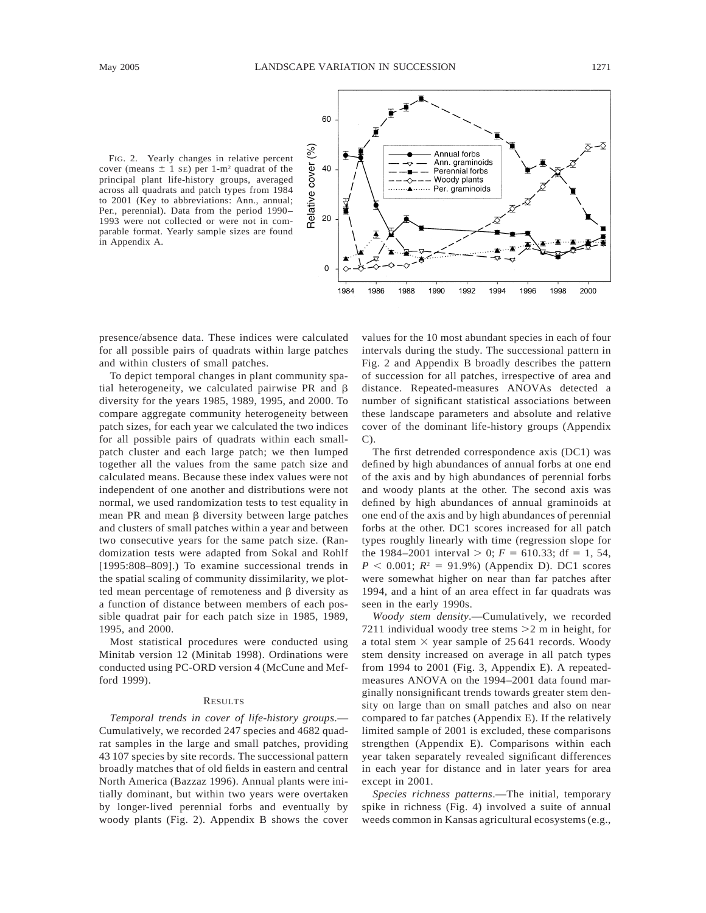FIG. 2. Yearly changes in relative percent cover (means ± 1 SE) per 1-m² quadrat of the principal plant life-history groups, averaged across all quadrats and patch types from 1984 to 2001 (Key to abbreviations: Ann., annual; Per., perennial). Data from the period 1990–1993 were not collected or were not in comparable format. Yearly sample sizes are found in Appendix A.

presence/absence data. These indices were calculated for all possible pairs of quadrats within large patches and within clusters of small patches.

To depict temporal changes in plant community spatial heterogeneity, we calculated pairwise PR and β diversity for the years 1985, 1989, 1995, and 2000. To compare aggregate community heterogeneity between patch sizes, for each year we calculated the two indices for all possible pairs of quadrats within each small-patch cluster and each large patch; we then lumped together all the values from the same patch size and calculated means. Because these index values were not independent of one another and distributions were not normal, we used randomization tests to test equality in mean PR and mean β diversity between large patches and clusters of small patches within a year and between two consecutive years for the same patch size. (Randomization tests were adapted from Sokal and Rohlf [1995:808–809].) To examine successional trends in the spatial scaling of community dissimilarity, we plotted mean percentage of remoteness and β diversity as a function of distance between members of each possible quadrat pair for each patch size in 1985, 1989, 1995, and 2000.

Most statistical procedures were conducted using Minitab version 12 (Minitab 1998). Ordinations were conducted using PC-ORD version 4 (McCune and Mefford 1999).

## RESULTS

*Temporal trends in cover of life-history groups*.—Cumulatively, we recorded 247 species and 4682 quadrat samples in the large and small patches, providing 43 107 species by site records. The successional pattern broadly matches that of old fields in eastern and central North America (Bazzaz 1996). Annual plants were initially dominant, but within two years were overtaken by longer-lived perennial forbs and eventually by woody plants (Fig. 2). Appendix B shows the cover values for the 10 most abundant species in each of four intervals during the study. The successional pattern in Fig. 2 and Appendix B broadly describes the pattern of succession for all patches, irrespective of area and distance. Repeated-measures ANOVAs detected a number of significant statistical associations between these landscape parameters and absolute and relative cover of the dominant life-history groups (Appendix C).

The first detrended correspondence axis (DC1) was defined by high abundances of annual forbs at one end of the axis and by high abundances of perennial forbs and woody plants at the other. The second axis was defined by high abundances of annual graminoids at one end of the axis and by high abundances of perennial forbs at the other. DC1 scores increased for all patch types roughly linearly with time (regression slope for the 1984–2001 interval $> 0$; $F = 610.33$; df = 1, 54, $P < 0.001$; $R^2 = 91.9\%$) (Appendix D). DC1 scores were somewhat higher on near than far patches after 1994, and a hint of an area effect in far quadrats was seen in the early 1990s.

*Woody stem density*.—Cumulatively, we recorded 7211 individual woody tree stems >2 m in height, for a total stem × year sample of 25 641 records. Woody stem density increased on average in all patch types from 1994 to 2001 (Fig. 3, Appendix E). A repeated-measures ANOVA on the 1994–2001 data found marginally nonsignificant trends towards greater stem density on large than on small patches and also on near compared to far patches (Appendix E). If the relatively limited sample of 2001 is excluded, these comparisons strengthen (Appendix E). Comparisons within each year taken separately revealed significant differences in each year for distance and in later years for area except in 2001.

*Species richness patterns*.—The initial, temporary spike in richness (Fig. 4) involved a suite of annual weeds common in Kansas agricultural ecosystems (e.g.,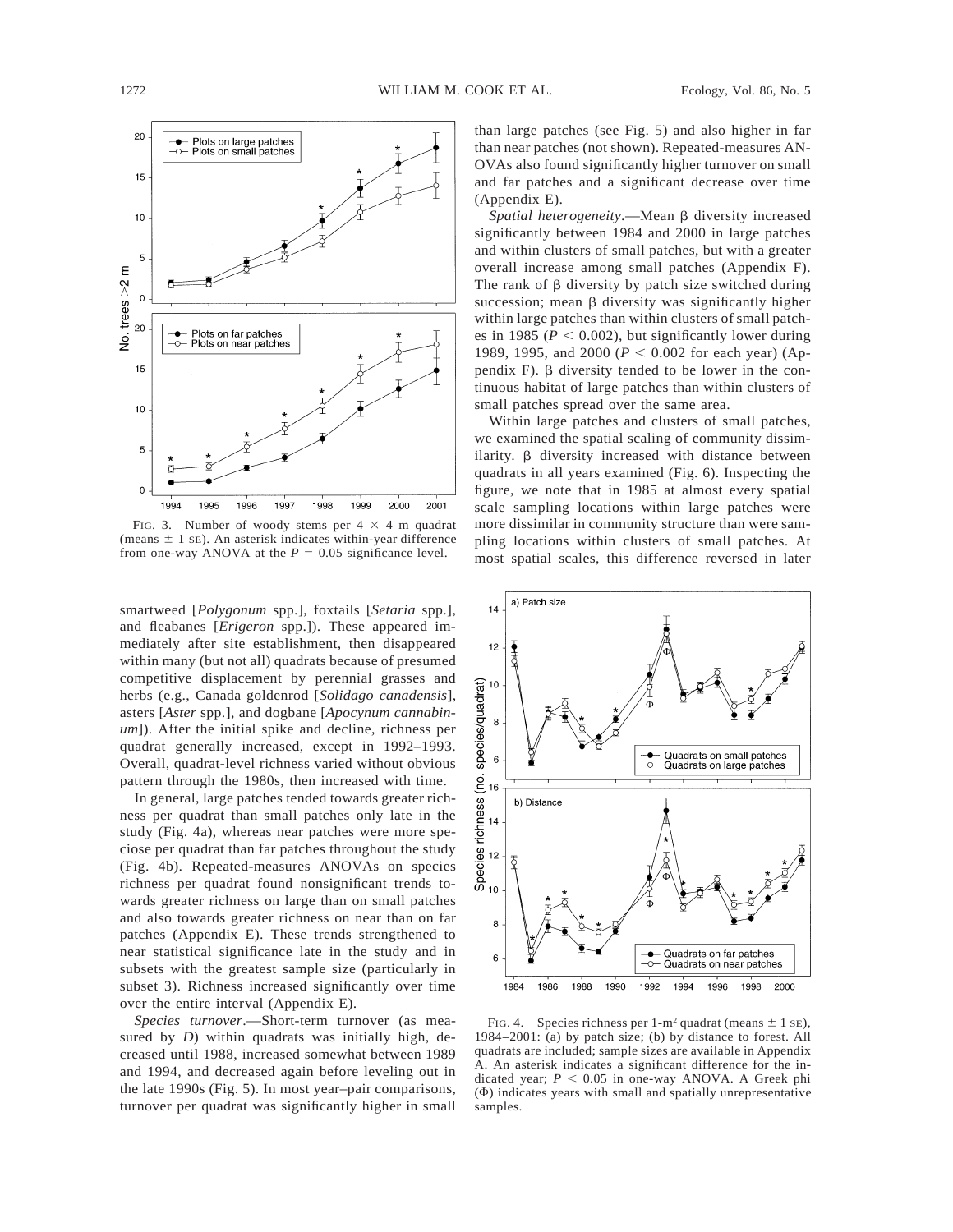FIG. 3. Number of woody stems per 4 × 4 m quadrat (means ± 1 SE). An asterisk indicates within-year difference from one-way ANOVA at the $P = 0.05$ significance level.

smartweed [*Polygonum* spp.], foxtails [*Setaria* spp.], and fleabanes [*Erigeron* spp.]). These appeared immediately after site establishment, then disappeared within many (but not all) quadrats because of presumed competitive displacement by perennial grasses and herbs (e.g., Canada goldenrod [*Solidago canadensis*], asters [*Aster* spp.], and dogbane [*Apocynum cannabinum*]). After the initial spike and decline, richness per quadrat generally increased, except in 1992–1993. Overall, quadrat-level richness varied without obvious pattern through the 1980s, then increased with time.

In general, large patches tended towards greater richness per quadrat than small patches only late in the study (Fig. 4a), whereas near patches were more speciose per quadrat than far patches throughout the study (Fig. 4b). Repeated-measures ANOVAs on species richness per quadrat found nonsignificant trends towards greater richness on large than on small patches and also towards greater richness on near than on far patches (Appendix E). These trends strengthened to near statistical significance late in the study and in subsets with the greatest sample size (particularly in subset 3). Richness increased significantly over time over the entire interval (Appendix E).

*Species turnover*.—Short-term turnover (as measured by $D$) within quadrats was initially high, decreased until 1988, increased somewhat between 1989 and 1994, and decreased again before leveling out in the late 1990s (Fig. 5). In most year–pair comparisons, turnover per quadrat was significantly higher in small than large patches (see Fig. 5) and also higher in far than near patches (not shown). Repeated-measures ANOVAs also found significantly higher turnover on small and far patches and a significant decrease over time (Appendix E).

*Spatial heterogeneity*.—Mean β diversity increased significantly between 1984 and 2000 in large patches and within clusters of small patches, but with a greater overall increase among small patches (Appendix F). The rank of β diversity by patch size switched during succession; mean β diversity was significantly higher within large patches than within clusters of small patches in 1985 ($P < 0.002$), but significantly lower during 1989, 1995, and 2000 ($P < 0.002$ for each year) (Appendix F). β diversity tended to be lower in the continuous habitat of large patches than within clusters of small patches spread over the same area.

Within large patches and clusters of small patches, we examined the spatial scaling of community dissimilarity. β diversity increased with distance between quadrats in all years examined (Fig. 6). Inspecting the figure, we note that in 1985 at almost every spatial scale sampling locations within large patches were more dissimilar in community structure than were sampling locations within clusters of small patches. At most spatial scales, this difference reversed in later

FIG. 4. Species richness per 1-m² quadrat (means ± 1 SE), 1984–2001: (a) by patch size; (b) by distance to forest. All quadrats are included; sample sizes are available in Appendix A. An asterisk indicates a significant difference for the indicated year; $P < 0.05$ in one-way ANOVA. A Greek phi (Φ) indicates years with small and spatially unrepresentative samples.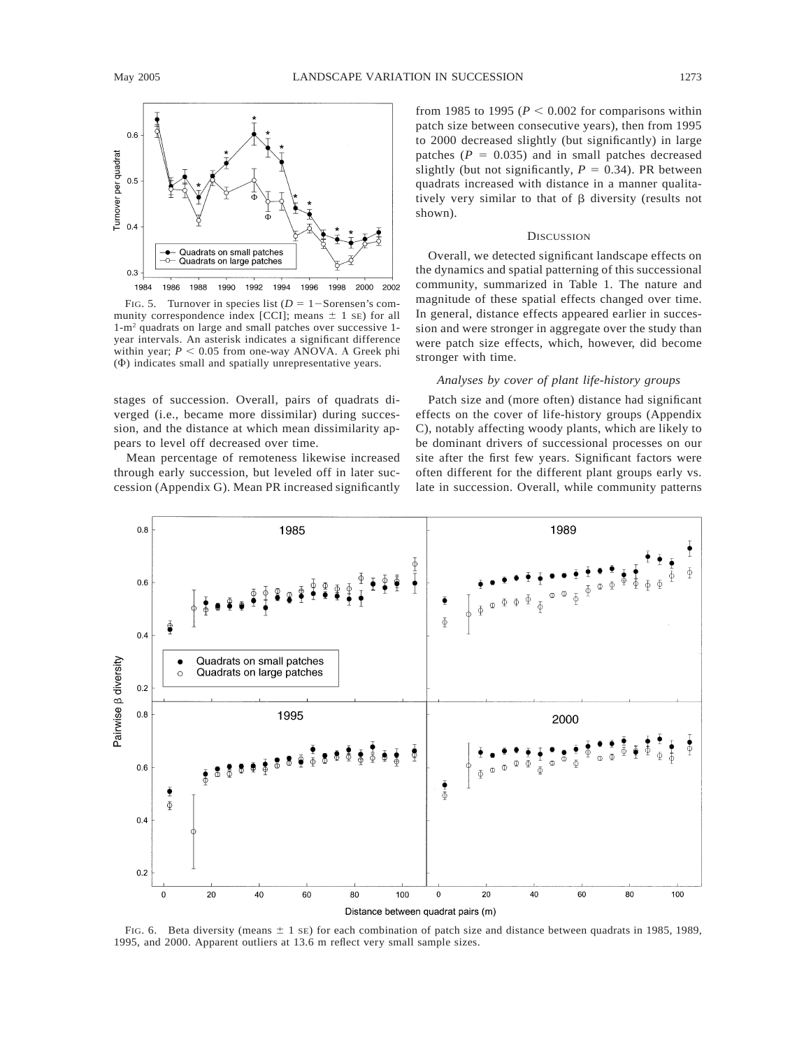FIG. 5. Turnover in species list ($D = 1 -$ Sorensen's community correspondence index [CCI]; means $\pm$ 1 SE) for all 1-m$^2$ quadrats on large and small patches over successive 1-year intervals. An asterisk indicates a significant difference within year; $P < 0.05$ from one-way ANOVA. A Greek phi ($\Phi$) indicates small and spatially unrepresentative years.

stages of succession. Overall, pairs of quadrats diverged (i.e., became more dissimilar) during succession, and the distance at which mean dissimilarity appears to level off decreased over time.

Mean percentage of remoteness likewise increased through early succession, but leveled off in later succession (Appendix G). Mean PR increased significantly from 1985 to 1995 ($P < 0.002$ for comparisons within patch size between consecutive years), then from 1995 to 2000 decreased slightly (but significantly) in large patches ($P = 0.035$) and in small patches decreased slightly (but not significantly, $P = 0.34$). PR between quadrats increased with distance in a manner qualitatively very similar to that of β diversity (results not shown).

## Discussion

Overall, we detected significant landscape effects on the dynamics and spatial patterning of this successional community, summarized in Table 1. The nature and magnitude of these spatial effects changed over time. In general, distance effects appeared earlier in succession and were stronger in aggregate over the study than were patch size effects, which, however, did become stronger with time.

### *Analyses by cover of plant life-history groups*

Patch size and (more often) distance had significant effects on the cover of life-history groups (Appendix C), notably affecting woody plants, which are likely to be dominant drivers of successional processes on our site after the first few years. Significant factors were often different for the different plant groups early vs. late in succession. Overall, while community patterns

FIG. 6. Beta diversity (means $\pm$ 1 SE) for each combination of patch size and distance between quadrats in 1985, 1989, 1995, and 2000. Apparent outliers at 13.6 m reflect very small sample sizes.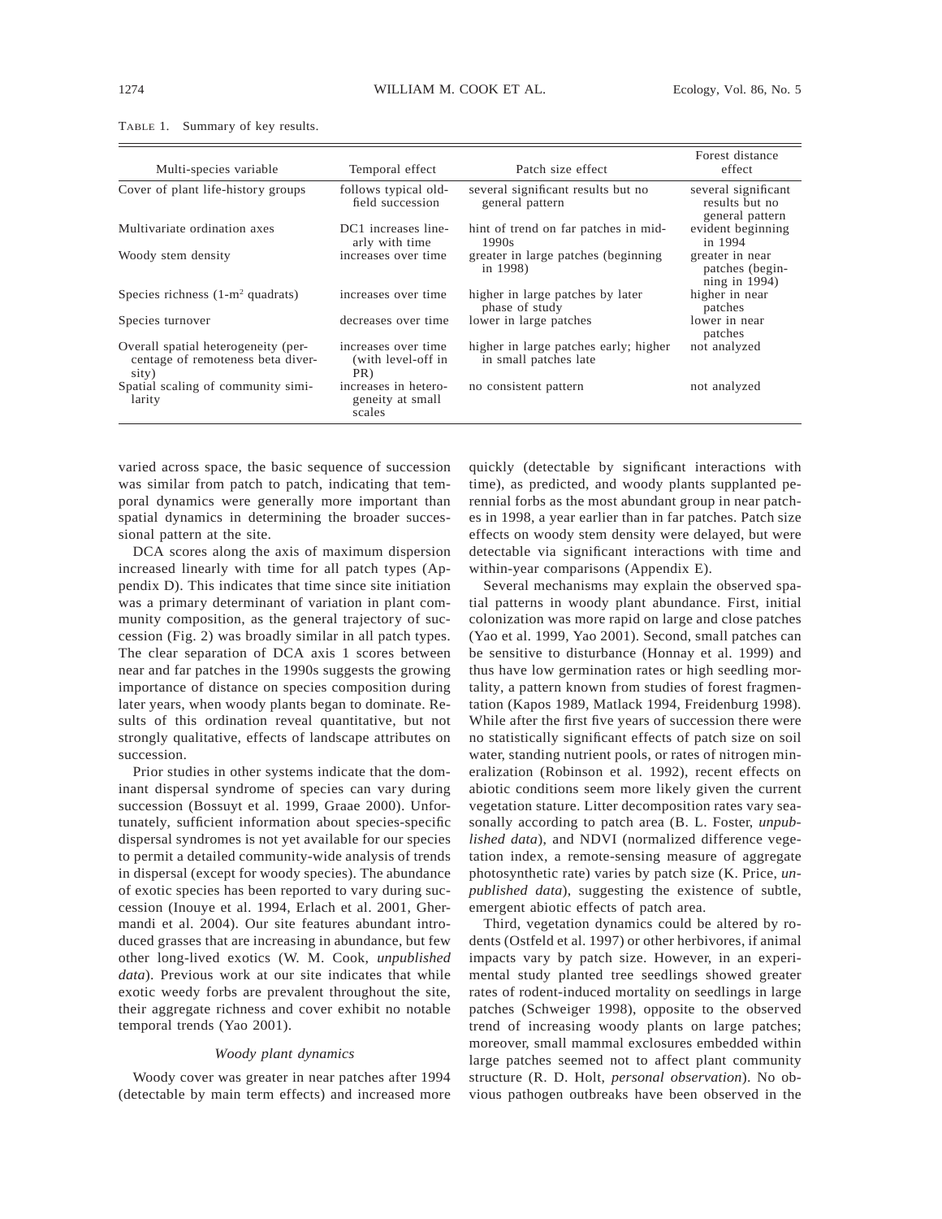TABLE 1. Summary of key results.

| Multi-species variable | Temporal effect | Patch size effect | Forest distance effect |
|---|---|---|---|
| Cover of plant life-history groups | follows typical old-field succession | several significant results but no general pattern | several significant results but no general pattern |
| Multivariate ordination axes | DC1 increases linearly with time | hint of trend on far patches in mid-1990s | evident beginning in 1994 |
| Woody stem density | increases over time | greater in large patches (beginning in 1998) | greater in near patches (beginning in 1994) |
| Species richness (1-m$^2$ quadrats) | increases over time | higher in large patches by later phase of study | higher in near patches |
| Species turnover | decreases over time | lower in large patches | lower in near patches |
| Overall spatial heterogeneity (percentage of remoteness beta diversity) | increases over time (with level-off in PR) | higher in large patches early; higher in small patches late | not analyzed |
| Spatial scaling of community similarity | increases in heterogeneity at small scales | no consistent pattern | not analyzed |

varied across space, the basic sequence of succession was similar from patch to patch, indicating that temporal dynamics were generally more important than spatial dynamics in determining the broader successional pattern at the site.

DCA scores along the axis of maximum dispersion increased linearly with time for all patch types (Appendix D). This indicates that time since site initiation was a primary determinant of variation in plant community composition, as the general trajectory of succession (Fig. 2) was broadly similar in all patch types. The clear separation of DCA axis 1 scores between near and far patches in the 1990s suggests the growing importance of distance on species composition during later years, when woody plants began to dominate. Results of this ordination reveal quantitative, but not strongly qualitative, effects of landscape attributes on succession.

Prior studies in other systems indicate that the dominant dispersal syndrome of species can vary during succession (Bossuyt et al. 1999, Graae 2000). Unfortunately, sufficient information about species-specific dispersal syndromes is not yet available for our species to permit a detailed community-wide analysis of trends in dispersal (except for woody species). The abundance of exotic species has been reported to vary during succession (Inouye et al. 1994, Erlach et al. 2001, Ghermandi et al. 2004). Our site features abundant introduced grasses that are increasing in abundance, but few other long-lived exotics (W. M. Cook, *unpublished data*). Previous work at our site indicates that while exotic weedy forbs are prevalent throughout the site, their aggregate richness and cover exhibit no notable temporal trends (Yao 2001).

### *Woody plant dynamics*

Woody cover was greater in near patches after 1994 (detectable by main term effects) and increased more quickly (detectable by significant interactions with time), as predicted, and woody plants supplanted perennial forbs as the most abundant group in near patches in 1998, a year earlier than in far patches. Patch size effects on woody stem density were delayed, but were detectable via significant interactions with time and within-year comparisons (Appendix E).

Several mechanisms may explain the observed spatial patterns in woody plant abundance. First, initial colonization was more rapid on large and close patches (Yao et al. 1999, Yao 2001). Second, small patches can be sensitive to disturbance (Honnay et al. 1999) and thus have low germination rates or high seedling mortality, a pattern known from studies of forest fragmentation (Kapos 1989, Matlack 1994, Freidenburg 1998). While after the first five years of succession there were no statistically significant effects of patch size on soil water, standing nutrient pools, or rates of nitrogen mineralization (Robinson et al. 1992), recent effects on abiotic conditions seem more likely given the current vegetation stature. Litter decomposition rates vary seasonally according to patch area (B. L. Foster, *unpublished data*), and NDVI (normalized difference vegetation index, a remote-sensing measure of aggregate photosynthetic rate) varies by patch size (K. Price, *unpublished data*), suggesting the existence of subtle, emergent abiotic effects of patch area.

Third, vegetation dynamics could be altered by rodents (Ostfeld et al. 1997) or other herbivores, if animal impacts vary by patch size. However, in an experimental study planted tree seedlings showed greater rates of rodent-induced mortality on seedlings in large patches (Schweiger 1998), opposite to the observed trend of increasing woody plants on large patches; moreover, small mammal exclosures embedded within large patches seemed not to affect plant community structure (R. D. Holt, *personal observation*). No obvious pathogen outbreaks have been observed in the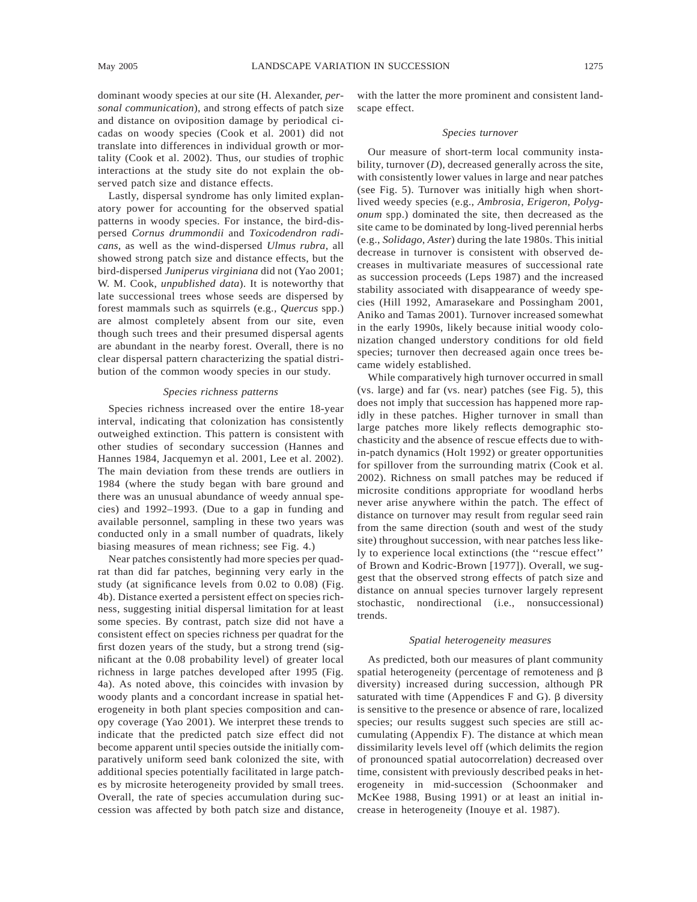dominant woody species at our site (H. Alexander, *personal communication*), and strong effects of patch size and distance on oviposition damage by periodical cicadas on woody species (Cook et al. 2001) did not translate into differences in individual growth or mortality (Cook et al. 2002). Thus, our studies of trophic interactions at the study site do not explain the observed patch size and distance effects.

Lastly, dispersal syndrome has only limited explanatory power for accounting for the observed spatial patterns in woody species. For instance, the bird-dispersed *Cornus drummondii* and *Toxicodendron radicans*, as well as the wind-dispersed *Ulmus rubra*, all showed strong patch size and distance effects, but the bird-dispersed *Juniperus virginiana* did not (Yao 2001; W. M. Cook, *unpublished data*). It is noteworthy that late successional trees whose seeds are dispersed by forest mammals such as squirrels (e.g., *Quercus* spp.) are almost completely absent from our site, even though such trees and their presumed dispersal agents are abundant in the nearby forest. Overall, there is no clear dispersal pattern characterizing the spatial distribution of the common woody species in our study.

### *Species richness patterns*

Species richness increased over the entire 18-year interval, indicating that colonization has consistently outweighed extinction. This pattern is consistent with other studies of secondary succession (Hannes and Hannes 1984, Jacquemyn et al. 2001, Lee et al. 2002). The main deviation from these trends are outliers in 1984 (where the study began with bare ground and there was an unusual abundance of weedy annual species) and 1992–1993. (Due to a gap in funding and available personnel, sampling in these two years was conducted only in a small number of quadrats, likely biasing measures of mean richness; see Fig. 4.)

Near patches consistently had more species per quadrat than did far patches, beginning very early in the study (at significance levels from 0.02 to 0.08) (Fig. 4b). Distance exerted a persistent effect on species richness, suggesting initial dispersal limitation for at least some species. By contrast, patch size did not have a consistent effect on species richness per quadrat for the first dozen years of the study, but a strong trend (significant at the 0.08 probability level) of greater local richness in large patches developed after 1995 (Fig. 4a). As noted above, this coincides with invasion by woody plants and a concordant increase in spatial heterogeneity in both plant species composition and canopy coverage (Yao 2001). We interpret these trends to indicate that the predicted patch size effect did not become apparent until species outside the initially comparatively uniform seed bank colonized the site, with additional species potentially facilitated in large patches by microsite heterogeneity provided by small trees. Overall, the rate of species accumulation during succession was affected by both patch size and distance, with the latter the more prominent and consistent landscape effect.

### *Species turnover*

Our measure of short-term local community instability, turnover ($D$), decreased generally across the site, with consistently lower values in large and near patches (see Fig. 5). Turnover was initially high when short-lived weedy species (e.g., *Ambrosia*, *Erigeron*, *Polygonum* spp.) dominated the site, then decreased as the site came to be dominated by long-lived perennial herbs (e.g., *Solidago*, *Aster*) during the late 1980s. This initial decrease in turnover is consistent with observed decreases in multivariate measures of successional rate as succession proceeds (Leps 1987) and the increased stability associated with disappearance of weedy species (Hill 1992, Amarasekare and Possingham 2001, Aniko and Tamas 2001). Turnover increased somewhat in the early 1990s, likely because initial woody colonization changed understory conditions for old field species; turnover then decreased again once trees became widely established.

While comparatively high turnover occurred in small (vs. large) and far (vs. near) patches (see Fig. 5), this does not imply that succession has happened more rapidly in these patches. Higher turnover in small than large patches more likely reflects demographic stochasticity and the absence of rescue effects due to within-patch dynamics (Holt 1992) or greater opportunities for spillover from the surrounding matrix (Cook et al. 2002). Richness on small patches may be reduced if microsite conditions appropriate for woodland herbs never arise anywhere within the patch. The effect of distance on turnover may result from regular seed rain from the same direction (south and west of the study site) throughout succession, with near patches less likely to experience local extinctions (the ''rescue effect'' of Brown and Kodric-Brown [1977]). Overall, we suggest that the observed strong effects of patch size and distance on annual species turnover largely represent stochastic, nondirectional (i.e., nonsuccessional) trends.

### *Spatial heterogeneity measures*

As predicted, both our measures of plant community spatial heterogeneity (percentage of remoteness and β diversity) increased during succession, although PR saturated with time (Appendices F and G). β diversity is sensitive to the presence or absence of rare, localized species; our results suggest such species are still accumulating (Appendix F). The distance at which mean dissimilarity levels level off (which delimits the region of pronounced spatial autocorrelation) decreased over time, consistent with previously described peaks in heterogeneity in mid-succession (Schoonmaker and McKee 1988, Busing 1991) or at least an initial increase in heterogeneity (Inouye et al. 1987).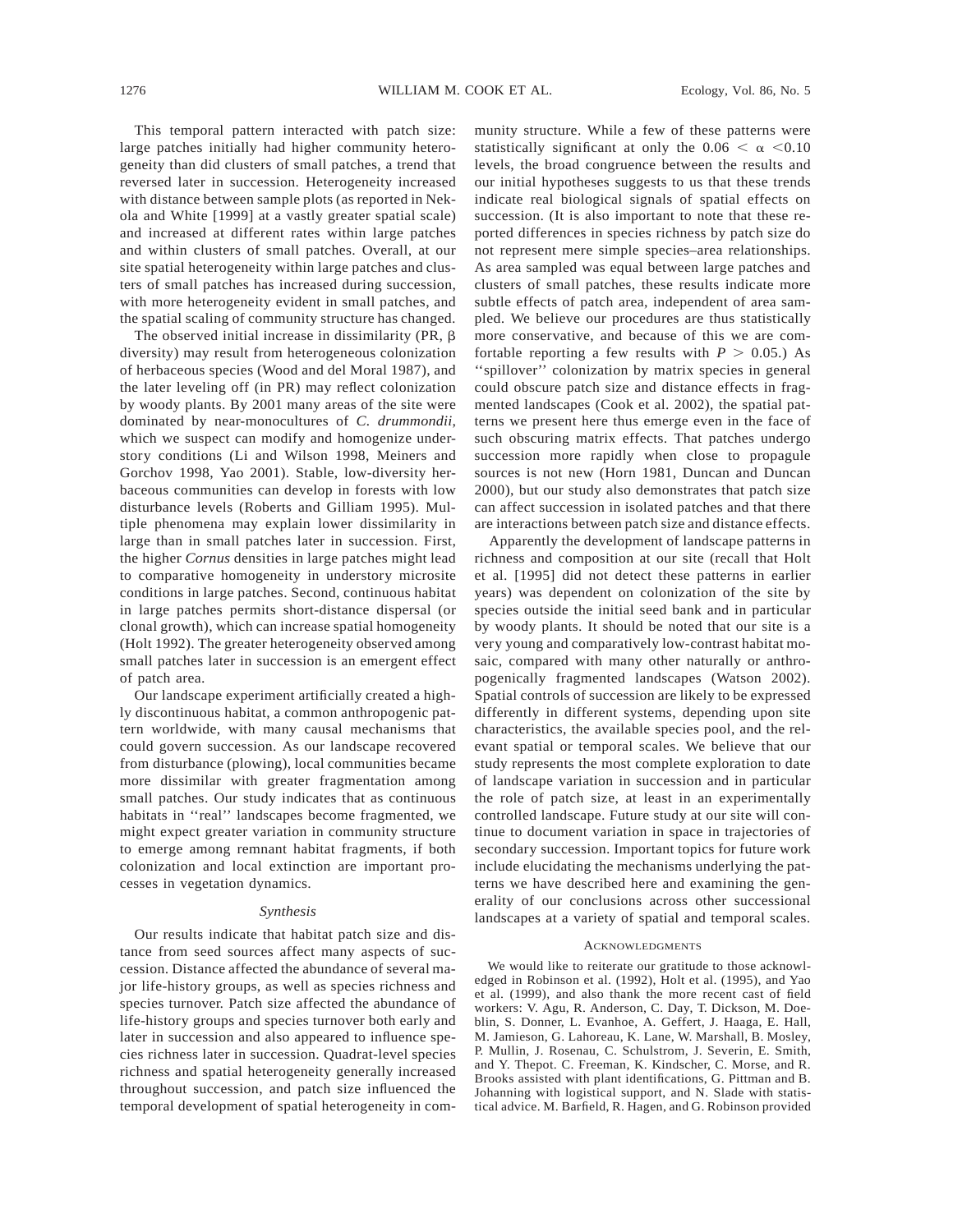This temporal pattern interacted with patch size: large patches initially had higher community heterogeneity than did clusters of small patches, a trend that reversed later in succession. Heterogeneity increased with distance between sample plots (as reported in Nekola and White [1999] at a vastly greater spatial scale) and increased at different rates within large patches and within clusters of small patches. Overall, at our site spatial heterogeneity within large patches and clusters of small patches has increased during succession, with more heterogeneity evident in small patches, and the spatial scaling of community structure has changed.

The observed initial increase in dissimilarity (PR, β diversity) may result from heterogeneous colonization of herbaceous species (Wood and del Moral 1987), and the later leveling off (in PR) may reflect colonization by woody plants. By 2001 many areas of the site were dominated by near-monocultures of *C. drummondii*, which we suspect can modify and homogenize understory conditions (Li and Wilson 1998, Meiners and Gorchov 1998, Yao 2001). Stable, low-diversity herbaceous communities can develop in forests with low disturbance levels (Roberts and Gilliam 1995). Multiple phenomena may explain lower dissimilarity in large than in small patches later in succession. First, the higher *Cornus* densities in large patches might lead to comparative homogeneity in understory microsite conditions in large patches. Second, continuous habitat in large patches permits short-distance dispersal (or clonal growth), which can increase spatial homogeneity (Holt 1992). The greater heterogeneity observed among small patches later in succession is an emergent effect of patch area.

Our landscape experiment artificially created a highly discontinuous habitat, a common anthropogenic pattern worldwide, with many causal mechanisms that could govern succession. As our landscape recovered from disturbance (plowing), local communities became more dissimilar with greater fragmentation among small patches. Our study indicates that as continuous habitats in ''real'' landscapes become fragmented, we might expect greater variation in community structure to emerge among remnant habitat fragments, if both colonization and local extinction are important processes in vegetation dynamics.

### *Synthesis*

Our results indicate that habitat patch size and distance from seed sources affect many aspects of succession. Distance affected the abundance of several major life-history groups, as well as species richness and species turnover. Patch size affected the abundance of life-history groups and species turnover both early and later in succession and also appeared to influence species richness later in succession. Quadrat-level species richness and spatial heterogeneity generally increased throughout succession, and patch size influenced the temporal development of spatial heterogeneity in community structure. While a few of these patterns were statistically significant at only the $0.06 < \alpha < 0.10$ levels, the broad congruence between the results and our initial hypotheses suggests to us that these trends indicate real biological signals of spatial effects on succession. (It is also important to note that these reported differences in species richness by patch size do not represent mere simple species–area relationships. As area sampled was equal between large patches and clusters of small patches, these results indicate more subtle effects of patch area, independent of area sampled. We believe our procedures are thus statistically more conservative, and because of this we are comfortable reporting a few results with $P > 0.05$.) As ''spillover'' colonization by matrix species in general could obscure patch size and distance effects in fragmented landscapes (Cook et al. 2002), the spatial patterns we present here thus emerge even in the face of such obscuring matrix effects. That patches undergo succession more rapidly when close to propagule sources is not new (Horn 1981, Duncan and Duncan 2000), but our study also demonstrates that patch size can affect succession in isolated patches and that there are interactions between patch size and distance effects.

Apparently the development of landscape patterns in richness and composition at our site (recall that Holt et al. [1995] did not detect these patterns in earlier years) was dependent on colonization of the site by species outside the initial seed bank and in particular by woody plants. It should be noted that our site is a very young and comparatively low-contrast habitat mosaic, compared with many other naturally or anthropogenically fragmented landscapes (Watson 2002). Spatial controls of succession are likely to be expressed differently in different systems, depending upon site characteristics, the available species pool, and the relevant spatial or temporal scales. We believe that our study represents the most complete exploration to date of landscape variation in succession and in particular the role of patch size, at least in an experimentally controlled landscape. Future study at our site will continue to document variation in space in trajectories of secondary succession. Important topics for future work include elucidating the mechanisms underlying the patterns we have described here and examining the generality of our conclusions across other successional landscapes at a variety of spatial and temporal scales.

## Acknowledgments

We would like to reiterate our gratitude to those acknowledged in Robinson et al. (1992), Holt et al. (1995), and Yao et al. (1999), and also thank the more recent cast of field workers: V. Agu, R. Anderson, C. Day, T. Dickson, M. Doeblin, S. Donner, L. Evanhoe, A. Geffert, J. Haaga, E. Hall, M. Jamieson, G. Lahoreau, K. Lane, W. Marshall, B. Mosley, P. Mullin, J. Rosenau, C. Schulstrom, J. Severin, E. Smith, and Y. Thepot. C. Freeman, K. Kindscher, C. Morse, and R. Brooks assisted with plant identifications, G. Pittman and B. Johanning with logistical support, and N. Slade with statistical advice. M. Barfield, R. Hagen, and G. Robinson provided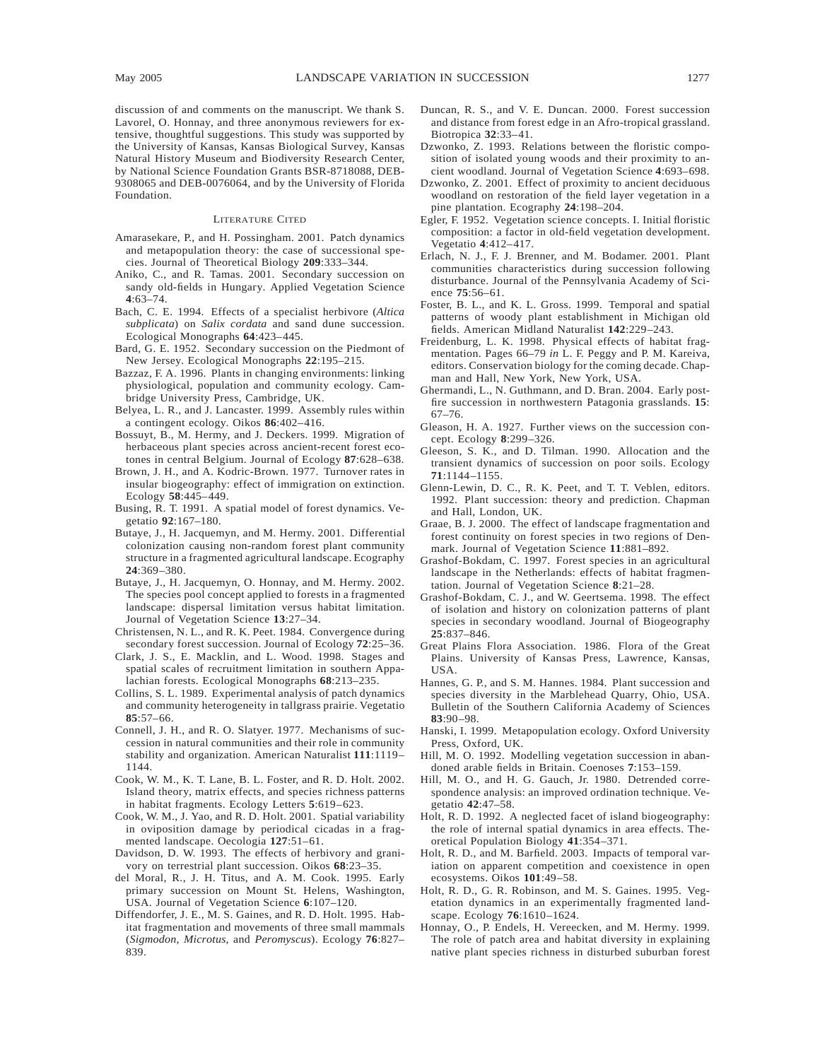discussion of and comments on the manuscript. We thank S. Lavorel, O. Honnay, and three anonymous reviewers for extensive, thoughtful suggestions. This study was supported by the University of Kansas, Kansas Biological Survey, Kansas Natural History Museum and Biodiversity Research Center, by National Science Foundation Grants BSR-8718088, DEB-9308065 and DEB-0076064, and by the University of Florida Foundation.

## Literature Cited

Amarasekare, P., and H. Possingham. 2001. Patch dynamics and metapopulation theory: the case of successional species. Journal of Theoretical Biology **209**:333–344.

Aniko, C., and R. Tamas. 2001. Secondary succession on sandy old-fields in Hungary. Applied Vegetation Science **4**:63–74.

Bach, C. E. 1994. Effects of a specialist herbivore (*Altica subplicata*) on *Salix cordata* and sand dune succession. Ecological Monographs **64**:423–445.

Bard, G. E. 1952. Secondary succession on the Piedmont of New Jersey. Ecological Monographs **22**:195–215.

Bazzaz, F. A. 1996. Plants in changing environments: linking physiological, population and community ecology. Cambridge University Press, Cambridge, UK.

Belyea, L. R., and J. Lancaster. 1999. Assembly rules within a contingent ecology. Oikos **86**:402–416.

Bossuyt, B., M. Hermy, and J. Deckers. 1999. Migration of herbaceous plant species across ancient-recent forest ecotones in central Belgium. Journal of Ecology **87**:628–638.

Brown, J. H., and A. Kodric-Brown. 1977. Turnover rates in insular biogeography: effect of immigration on extinction. Ecology **58**:445–449.

Busing, R. T. 1991. A spatial model of forest dynamics. Vegetatio **92**:167–180.

Butaye, J., H. Jacquemyn, and M. Hermy. 2001. Differential colonization causing non-random forest plant community structure in a fragmented agricultural landscape. Ecography **24**:369–380.

Butaye, J., H. Jacquemyn, O. Honnay, and M. Hermy. 2002. The species pool concept applied to forests in a fragmented landscape: dispersal limitation versus habitat limitation. Journal of Vegetation Science **13**:27–34.

Christensen, N. L., and R. K. Peet. 1984. Convergence during secondary forest succession. Journal of Ecology **72**:25–36.

Clark, J. S., E. Macklin, and L. Wood. 1998. Stages and spatial scales of recruitment limitation in southern Appalachian forests. Ecological Monographs **68**:213–235.

Collins, S. L. 1989. Experimental analysis of patch dynamics and community heterogeneity in tallgrass prairie. Vegetatio **85**:57–66.

Connell, J. H., and R. O. Slatyer. 1977. Mechanisms of succession in natural communities and their role in community stability and organization. American Naturalist **111**:1119–1144.

Cook, W. M., K. T. Lane, B. L. Foster, and R. D. Holt. 2002. Island theory, matrix effects, and species richness patterns in habitat fragments. Ecology Letters **5**:619–623.

Cook, W. M., J. Yao, and R. D. Holt. 2001. Spatial variability in oviposition damage by periodical cicadas in a fragmented landscape. Oecologia **127**:51–61.

Davidson, D. W. 1993. The effects of herbivory and granivory on terrestrial plant succession. Oikos **68**:23–35.

del Moral, R., J. H. Titus, and A. M. Cook. 1995. Early primary succession on Mount St. Helens, Washington, USA. Journal of Vegetation Science **6**:107–120.

Diffendorfer, J. E., M. S. Gaines, and R. D. Holt. 1995. Habitat fragmentation and movements of three small mammals (*Sigmodon*, *Microtus*, and *Peromyscus*). Ecology **76**:827–839.

Duncan, R. S., and V. E. Duncan. 2000. Forest succession and distance from forest edge in an Afro-tropical grassland. Biotropica **32**:33–41.

Dzwonko, Z. 1993. Relations between the floristic composition of isolated young woods and their proximity to ancient woodland. Journal of Vegetation Science **4**:693–698.

Dzwonko, Z. 2001. Effect of proximity to ancient deciduous woodland on restoration of the field layer vegetation in a pine plantation. Ecography **24**:198–204.

Egler, F. 1952. Vegetation science concepts. I. Initial floristic composition: a factor in old-field vegetation development. Vegetatio **4**:412–417.

Erlach, N. J., F. J. Brenner, and M. Bodamer. 2001. Plant communities characteristics during succession following disturbance. Journal of the Pennsylvania Academy of Science **75**:56–61.

Foster, B. L., and K. L. Gross. 1999. Temporal and spatial patterns of woody plant establishment in Michigan old fields. American Midland Naturalist **142**:229–243.

Freidenburg, L. K. 1998. Physical effects of habitat fragmentation. Pages 66–79 *in* L. F. Peggy and P. M. Kareiva, editors. Conservation biology for the coming decade. Chapman and Hall, New York, New York, USA.

Ghermandi, L., N. Guthmann, and D. Bran. 2004. Early postfire succession in northwestern Patagonia grasslands. **15**:67–76.

Gleason, H. A. 1927. Further views on the succession concept. Ecology **8**:299–326.

Gleeson, S. K., and D. Tilman. 1990. Allocation and the transient dynamics of succession on poor soils. Ecology **71**:1144–1155.

Glenn-Lewin, D. C., R. K. Peet, and T. T. Veblen, editors. 1992. Plant succession: theory and prediction. Chapman and Hall, London, UK.

Graae, B. J. 2000. The effect of landscape fragmentation and forest continuity on forest species in two regions of Denmark. Journal of Vegetation Science **11**:881–892.

Grashof-Bokdam, C. 1997. Forest species in an agricultural landscape in the Netherlands: effects of habitat fragmentation. Journal of Vegetation Science **8**:21–28.

Grashof-Bokdam, C. J., and W. Geertsema. 1998. The effect of isolation and history on colonization patterns of plant species in secondary woodland. Journal of Biogeography **25**:837–846.

Great Plains Flora Association. 1986. Flora of the Great Plains. University of Kansas Press, Lawrence, Kansas, USA.

Hannes, G. P., and S. M. Hannes. 1984. Plant succession and species diversity in the Marblehead Quarry, Ohio, USA. Bulletin of the Southern California Academy of Sciences **83**:90–98.

Hanski, I. 1999. Metapopulation ecology. Oxford University Press, Oxford, UK.

Hill, M. O. 1992. Modelling vegetation succession in abandoned arable fields in Britain. Coenoses **7**:153–159.

Hill, M. O., and H. G. Gauch, Jr. 1980. Detrended correspondence analysis: an improved ordination technique. Vegetatio **42**:47–58.

Holt, R. D. 1992. A neglected facet of island biogeography: the role of internal spatial dynamics in area effects. Theoretical Population Biology **41**:354–371.

Holt, R. D., and M. Barfield. 2003. Impacts of temporal variation on apparent competition and coexistence in open ecosystems. Oikos **101**:49–58.

Holt, R. D., G. R. Robinson, and M. S. Gaines. 1995. Vegetation dynamics in an experimentally fragmented landscape. Ecology **76**:1610–1624.

Honnay, O., P. Endels, H. Vereecken, and M. Hermy. 1999. The role of patch area and habitat diversity in explaining native plant species richness in disturbed suburban forest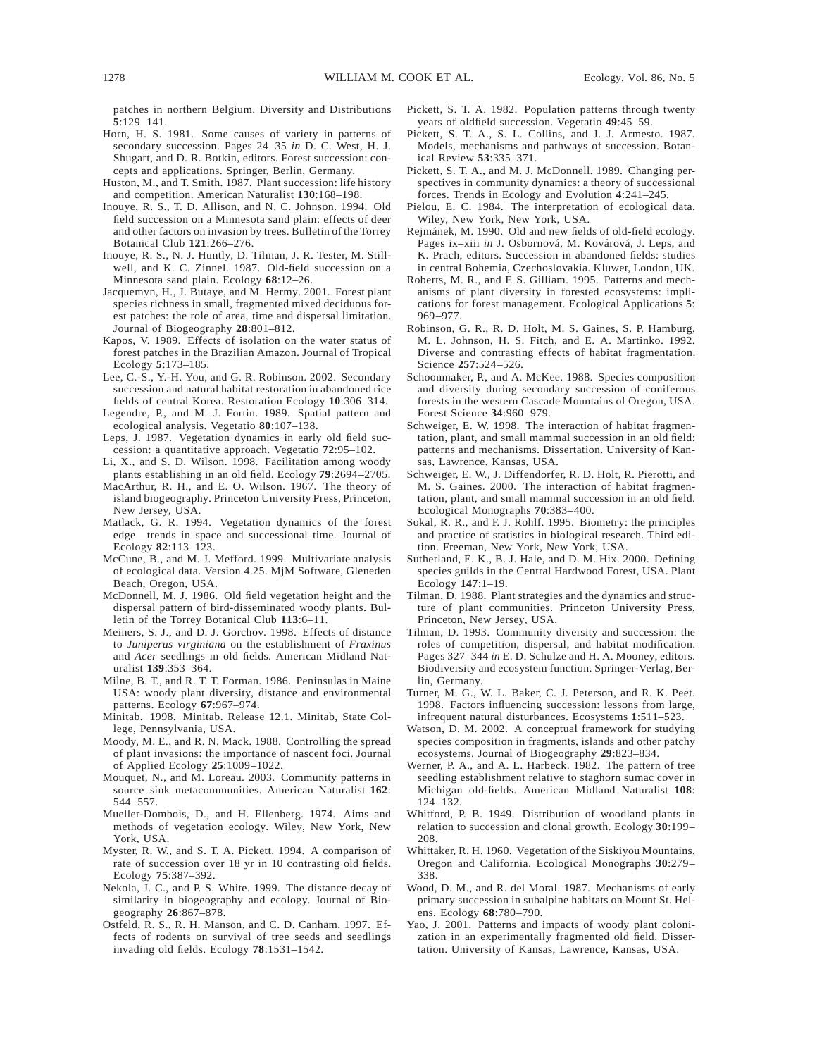patches in northern Belgium. Diversity and Distributions **5**:129–141.

Horn, H. S. 1981. Some causes of variety in patterns of secondary succession. Pages 24–35 *in* D. C. West, H. J. Shugart, and D. R. Botkin, editors. Forest succession: concepts and applications. Springer, Berlin, Germany.

Huston, M., and T. Smith. 1987. Plant succession: life history and competition. American Naturalist **130**:168–198.

Inouye, R. S., T. D. Allison, and N. C. Johnson. 1994. Old field succession on a Minnesota sand plain: effects of deer and other factors on invasion by trees. Bulletin of the Torrey Botanical Club **121**:266–276.

Inouye, R. S., N. J. Huntly, D. Tilman, J. R. Tester, M. Stillwell, and K. C. Zinnel. 1987. Old-field succession on a Minnesota sand plain. Ecology **68**:12–26.

Jacquemyn, H., J. Butaye, and M. Hermy. 2001. Forest plant species richness in small, fragmented mixed deciduous forest patches: the role of area, time and dispersal limitation. Journal of Biogeography **28**:801–812.

Kapos, V. 1989. Effects of isolation on the water status of forest patches in the Brazilian Amazon. Journal of Tropical Ecology **5**:173–185.

Lee, C.-S., Y.-H. You, and G. R. Robinson. 2002. Secondary succession and natural habitat restoration in abandoned rice fields of central Korea. Restoration Ecology **10**:306–314.

Legendre, P., and M. J. Fortin. 1989. Spatial pattern and ecological analysis. Vegetatio **80**:107–138.

Leps, J. 1987. Vegetation dynamics in early old field succession: a quantitative approach. Vegetatio **72**:95–102.

Li, X., and S. D. Wilson. 1998. Facilitation among woody plants establishing in an old field. Ecology **79**:2694–2705.

MacArthur, R. H., and E. O. Wilson. 1967. The theory of island biogeography. Princeton University Press, Princeton, New Jersey, USA.

Matlack, G. R. 1994. Vegetation dynamics of the forest edge—trends in space and successional time. Journal of Ecology **82**:113–123.

McCune, B., and M. J. Mefford. 1999. Multivariate analysis of ecological data. Version 4.25. MjM Software, Gleneden Beach, Oregon, USA.

McDonnell, M. J. 1986. Old field vegetation height and the dispersal pattern of bird-disseminated woody plants. Bulletin of the Torrey Botanical Club **113**:6–11.

Meiners, S. J., and D. J. Gorchov. 1998. Effects of distance to *Juniperus virginiana* on the establishment of *Fraxinus* and *Acer* seedlings in old fields. American Midland Naturalist **139**:353–364.

Milne, B. T., and R. T. T. Forman. 1986. Peninsulas in Maine USA: woody plant diversity, distance and environmental patterns. Ecology **67**:967–974.

Minitab. 1998. Minitab. Release 12.1. Minitab, State College, Pennsylvania, USA.

Moody, M. E., and R. N. Mack. 1988. Controlling the spread of plant invasions: the importance of nascent foci. Journal of Applied Ecology **25**:1009–1022.

Mouquet, N., and M. Loreau. 2003. Community patterns in source–sink metacommunities. American Naturalist **162**: 544–557.

Mueller-Dombois, D., and H. Ellenberg. 1974. Aims and methods of vegetation ecology. Wiley, New York, New York, USA.

Myster, R. W., and S. T. A. Pickett. 1994. A comparison of rate of succession over 18 yr in 10 contrasting old fields. Ecology **75**:387–392.

Nekola, J. C., and P. S. White. 1999. The distance decay of similarity in biogeography and ecology. Journal of Biogeography **26**:867–878.

Ostfeld, R. S., R. H. Manson, and C. D. Canham. 1997. Effects of rodents on survival of tree seeds and seedlings invading old fields. Ecology **78**:1531–1542.

Pickett, S. T. A. 1982. Population patterns through twenty years of oldfield succession. Vegetatio **49**:45–59.

Pickett, S. T. A., S. L. Collins, and J. J. Armesto. 1987. Models, mechanisms and pathways of succession. Botanical Review **53**:335–371.

Pickett, S. T. A., and M. J. McDonnell. 1989. Changing perspectives in community dynamics: a theory of successional forces. Trends in Ecology and Evolution **4**:241–245.

Pielou, E. C. 1984. The interpretation of ecological data. Wiley, New York, New York, USA.

Rejmánek, M. 1990. Old and new fields of old-field ecology. Pages ix–xiii *in* J. Osbornová, M. Kovárová, J. Leps, and K. Prach, editors. Succession in abandoned fields: studies in central Bohemia, Czechoslovakia. Kluwer, London, UK.

Roberts, M. R., and F. S. Gilliam. 1995. Patterns and mechanisms of plant diversity in forested ecosystems: implications for forest management. Ecological Applications **5**: 969–977.

Robinson, G. R., R. D. Holt, M. S. Gaines, S. P. Hamburg, M. L. Johnson, H. S. Fitch, and E. A. Martinko. 1992. Diverse and contrasting effects of habitat fragmentation. Science **257**:524–526.

Schoonmaker, P., and A. McKee. 1988. Species composition and diversity during secondary succession of coniferous forests in the western Cascade Mountains of Oregon, USA. Forest Science **34**:960–979.

Schweiger, E. W. 1998. The interaction of habitat fragmentation, plant, and small mammal succession in an old field: patterns and mechanisms. Dissertation. University of Kansas, Lawrence, Kansas, USA.

Schweiger, E. W., J. Diffendorfer, R. D. Holt, R. Pierotti, and M. S. Gaines. 2000. The interaction of habitat fragmentation, plant, and small mammal succession in an old field. Ecological Monographs **70**:383–400.

Sokal, R. R., and F. J. Rohlf. 1995. Biometry: the principles and practice of statistics in biological research. Third edition. Freeman, New York, New York, USA.

Sutherland, E. K., B. J. Hale, and D. M. Hix. 2000. Defining species guilds in the Central Hardwood Forest, USA. Plant Ecology **147**:1–19.

Tilman, D. 1988. Plant strategies and the dynamics and structure of plant communities. Princeton University Press, Princeton, New Jersey, USA.

Tilman, D. 1993. Community diversity and succession: the roles of competition, dispersal, and habitat modification. Pages 327–344 *in* E. D. Schulze and H. A. Mooney, editors. Biodiversity and ecosystem function. Springer-Verlag, Berlin, Germany.

Turner, M. G., W. L. Baker, C. J. Peterson, and R. K. Peet. 1998. Factors influencing succession: lessons from large, infrequent natural disturbances. Ecosystems **1**:511–523.

Watson, D. M. 2002. A conceptual framework for studying species composition in fragments, islands and other patchy ecosystems. Journal of Biogeography **29**:823–834.

Werner, P. A., and A. L. Harbeck. 1982. The pattern of tree seedling establishment relative to staghorn sumac cover in Michigan old-fields. American Midland Naturalist **108**: 124–132.

Whitford, P. B. 1949. Distribution of woodland plants in relation to succession and clonal growth. Ecology **30**:199–208.

Whittaker, R. H. 1960. Vegetation of the Siskiyou Mountains, Oregon and California. Ecological Monographs **30**:279–338.

Wood, D. M., and R. del Moral. 1987. Mechanisms of early primary succession in subalpine habitats on Mount St. Helens. Ecology **68**:780–790.

Yao, J. 2001. Patterns and impacts of woody plant colonization in an experimentally fragmented old field. Dissertation. University of Kansas, Lawrence, Kansas, USA.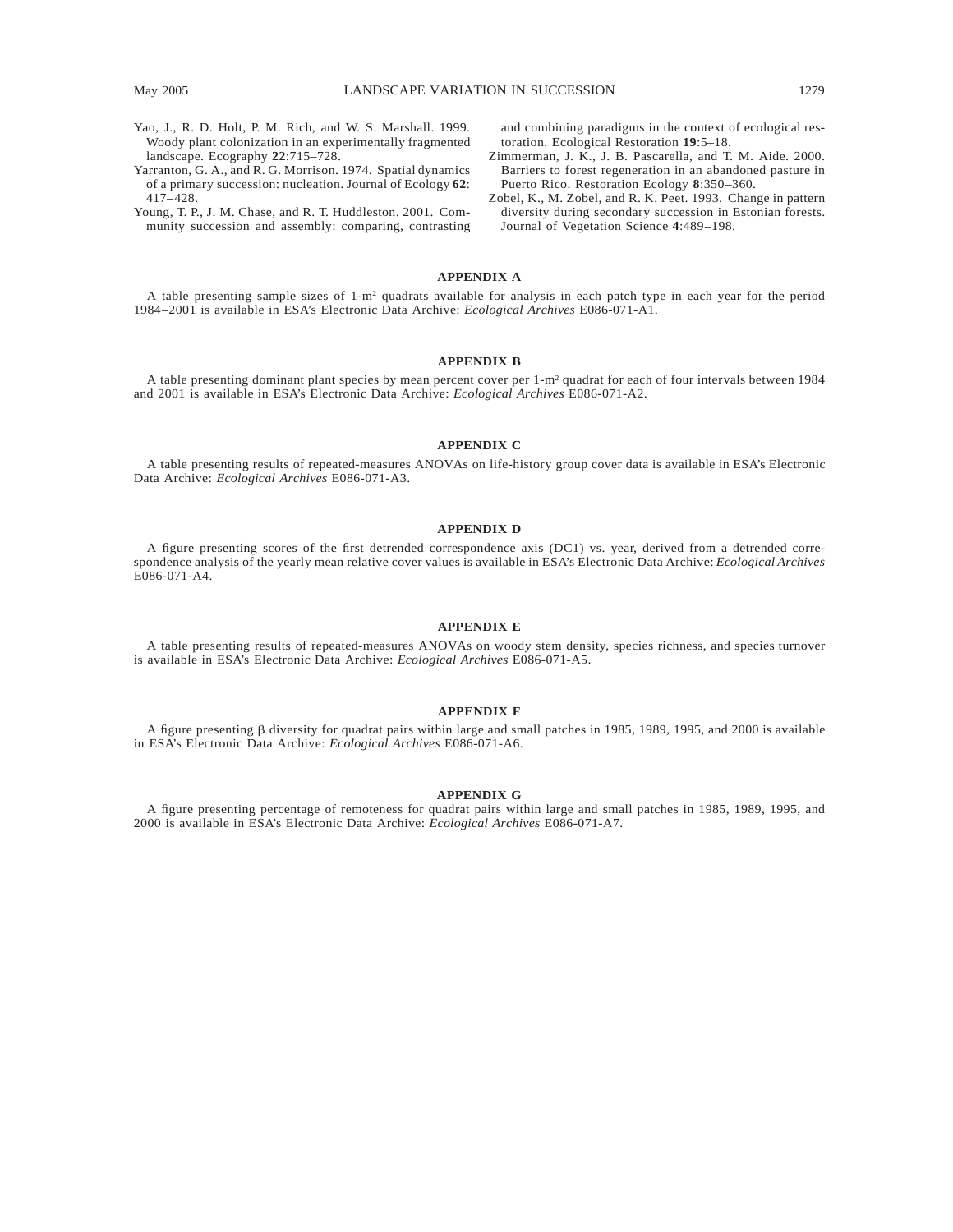Yao, J., R. D. Holt, P. M. Rich, and W. S. Marshall. 1999. Woody plant colonization in an experimentally fragmented landscape. Ecography **22**:715–728.

Yarranton, G. A., and R. G. Morrison. 1974. Spatial dynamics of a primary succession: nucleation. Journal of Ecology **62**: 417–428.

Young, T. P., J. M. Chase, and R. T. Huddleston. 2001. Community succession and assembly: comparing, contrasting and combining paradigms in the context of ecological restoration. Ecological Restoration **19**:5–18.

Zimmerman, J. K., J. B. Pascarella, and T. M. Aide. 2000. Barriers to forest regeneration in an abandoned pasture in Puerto Rico. Restoration Ecology **8**:350–360.

Zobel, K., M. Zobel, and R. K. Peet. 1993. Change in pattern diversity during secondary succession in Estonian forests. Journal of Vegetation Science **4**:489–198.

## APPENDIX A

A table presenting sample sizes of 1-$m^2$ quadrats available for analysis in each patch type in each year for the period 1984–2001 is available in ESA's Electronic Data Archive: *Ecological Archives* E086-071-A1.

## APPENDIX B

A table presenting dominant plant species by mean percent cover per 1-$m^2$ quadrat for each of four intervals between 1984 and 2001 is available in ESA's Electronic Data Archive: *Ecological Archives* E086-071-A2.

## APPENDIX C

A table presenting results of repeated-measures ANOVAs on life-history group cover data is available in ESA's Electronic Data Archive: *Ecological Archives* E086-071-A3.

## APPENDIX D

A figure presenting scores of the first detrended correspondence axis (DC1) vs. year, derived from a detrended correspondence analysis of the yearly mean relative cover values is available in ESA's Electronic Data Archive: *Ecological Archives* E086-071-A4.

## APPENDIX E

A table presenting results of repeated-measures ANOVAs on woody stem density, species richness, and species turnover is available in ESA's Electronic Data Archive: *Ecological Archives* E086-071-A5.

## APPENDIX F

A figure presenting $\beta$ diversity for quadrat pairs within large and small patches in 1985, 1989, 1995, and 2000 is available in ESA's Electronic Data Archive: *Ecological Archives* E086-071-A6.

## APPENDIX G

A figure presenting percentage of remoteness for quadrat pairs within large and small patches in 1985, 1989, 1995, and 2000 is available in ESA's Electronic Data Archive: *Ecological Archives* E086-071-A7.